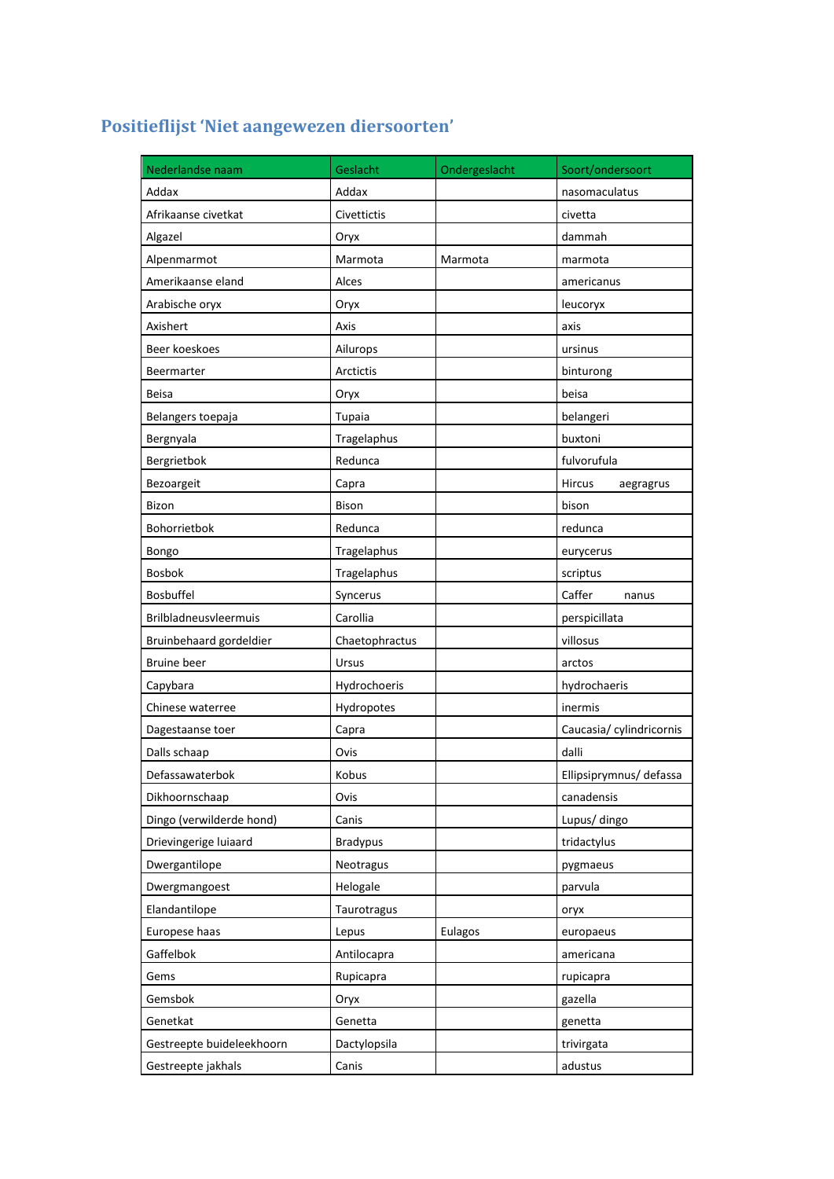## Positieflijst 'Niet aangewezen diersoorten'

| Nederlandse naam | Geslacht | Ondergeslacht | Soort/ondersoort |
|---|---|---|---|
| Addax | Addax | | nasomaculatus |
| Afrikaanse civetkat | Civettictis | | civetta |
| Algazel | Oryx | | dammah |
| Alpenmarmot | Marmota | Marmota | marmota |
| Amerikaanse eland | Alces | | americanus |
| Arabische oryx | Oryx | | leucoryx |
| Axishert | Axis | | axis |
| Beer koeskoes | Ailurops | | ursinus |
| Beermarter | Arctictis | | binturong |
| Beisa | Oryx | | beisa |
| Belangers toepaja | Tupaia | | belangeri |
| Bergnyala | Tragelaphus | | buxtoni |
| Bergrietbok | Redunca | | fulvorufula |
| Bezoargeit | Capra | | Hircus aegragrus |
| Bizon | Bison | | bison |
| Bohorrietbok | Redunca | | redunca |
| Bongo | Tragelaphus | | eurycerus |
| Bosbok | Tragelaphus | | scriptus |
| Bosbuffel | Syncerus | | Caffer nanus |
| Brilbladneusvleermuis | Carollia | | perspicillata |
| Bruinbehaard gordeldier | Chaetophractus | | villosus |
| Bruine beer | Ursus | | arctos |
| Capybara | Hydrochoeris | | hydrochaeris |
| Chinese waterree | Hydropotes | | inermis |
| Dagestaanse toer | Capra | | Caucasia/ cylindricornis |
| Dalls schaap | Ovis | | dalli |
| Defassawaterbok | Kobus | | Ellipsiprymnus/ defassa |
| Dikhoornschaap | Ovis | | canadensis |
| Dingo (verwilderde hond) | Canis | | Lupus/ dingo |
| Drievingerige luiaard | Bradypus | | tridactylus |
| Dwergantilope | Neotragus | | pygmaeus |
| Dwergmangoest | Helogale | | parvula |
| Elandantilope | Taurotragus | | oryx |
| Europese haas | Lepus | Eulagos | europaeus |
| Gaffelbok | Antilocapra | | americana |
| Gems | Rupicapra | | rupicapra |
| Gemsbok | Oryx | | gazella |
| Genetkat | Genetta | | genetta |
| Gestreepte buideleekhoorn | Dactylopsila | | trivirgata |
| Gestreepte jakhals | Canis | | adustus |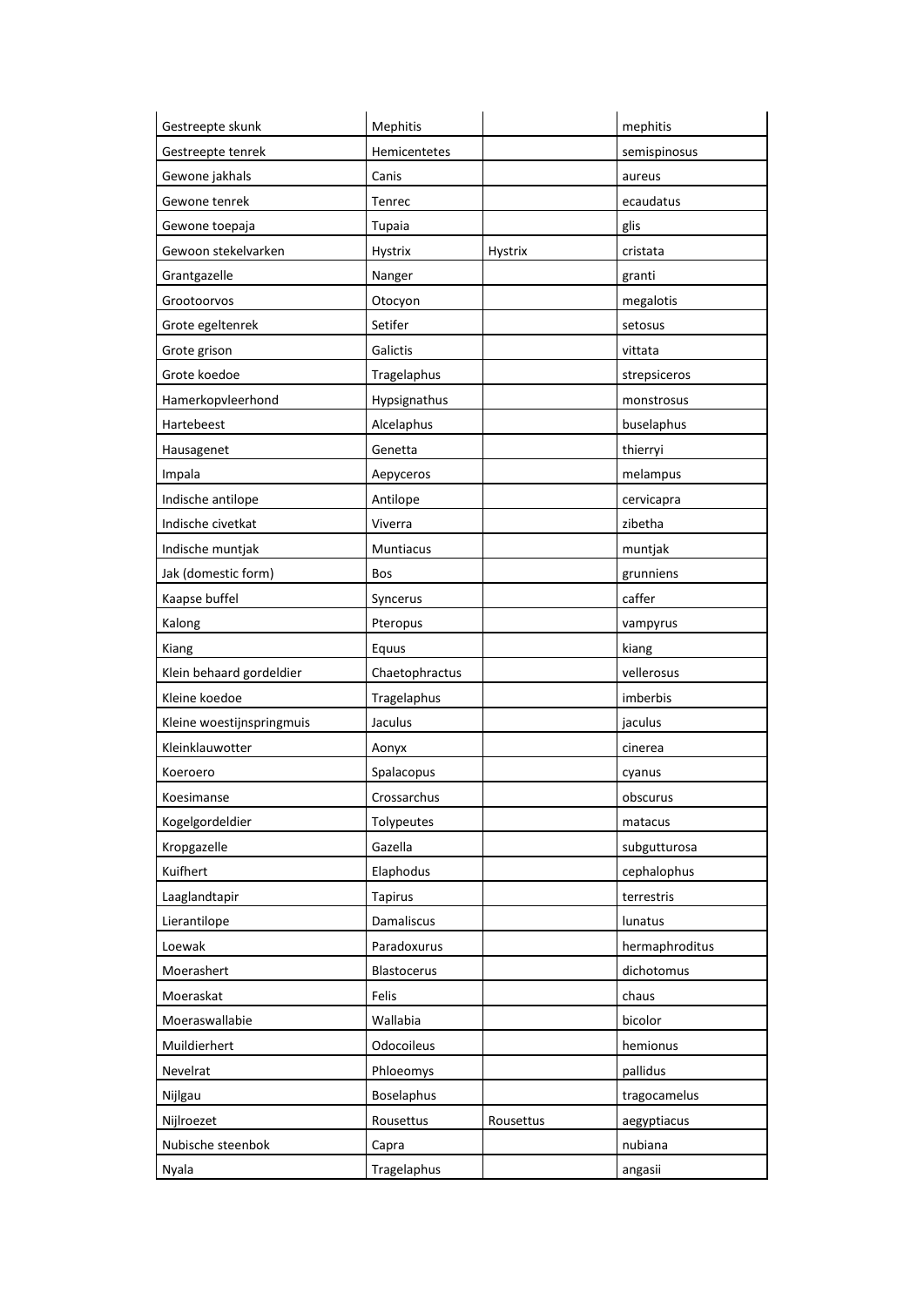| Gestreepte skunk | Mephitis | | mephitis |
|---|---|---|---|
| Gestreepte tenrek | Hemicentetes | | semispinosus |
| Gewone jakhals | Canis | | aureus |
| Gewone tenrek | Tenrec | | ecaudatus |
| Gewone toepaja | Tupaia | | glis |
| Gewoon stekelvarken | Hystrix | Hystrix | cristata |
| Grantgazelle | Nanger | | granti |
| Grootoorvos | Otocyon | | megalotis |
| Grote egeltenrek | Setifer | | setosus |
| Grote grison | Galictis | | vittata |
| Grote koedoe | Tragelaphus | | strepsiceros |
| Hamerkopvleerhond | Hypsignathus | | monstrosus |
| Hartebeest | Alcelaphus | | buselaphus |
| Hausagenet | Genetta | | thierryi |
| Impala | Aepyceros | | melampus |
| Indische antilope | Antilope | | cervicapra |
| Indische civetkat | Viverra | | zibetha |
| Indische muntjak | Muntiacus | | muntjak |
| Jak (domestic form) | Bos | | grunniens |
| Kaapse buffel | Syncerus | | caffer |
| Kalong | Pteropus | | vampyrus |
| Kiang | Equus | | kiang |
| Klein behaard gordeldier | Chaetophractus | | vellerosus |
| Kleine koedoe | Tragelaphus | | imberbis |
| Kleine woestijnspringmuis | Jaculus | | jaculus |
| Kleinklauwotter | Aonyx | | cinerea |
| Koeroero | Spalacopus | | cyanus |
| Koesimanse | Crossarchus | | obscurus |
| Kogelgordeldier | Tolypeutes | | matacus |
| Kropgazelle | Gazella | | subgutturosa |
| Kuifhert | Elaphodus | | cephalophus |
| Laaglandtapir | Tapirus | | terrestris |
| Lierantilope | Damaliscus | | lunatus |
| Loewak | Paradoxurus | | hermaphroditus |
| Moerashert | Blastocerus | | dichotomus |
| Moeraskat | Felis | | chaus |
| Moeraswallabie | Wallabia | | bicolor |
| Muildierhert | Odocoileus | | hemionus |
| Nevelrat | Phloeomys | | pallidus |
| Nijlgau | Boselaphus | | tragocamelus |
| Nijlroezet | Rousettus | Rousettus | aegyptiacus |
| Nubische steenbok | Capra | | nubiana |
| Nyala | Tragelaphus | | angasii |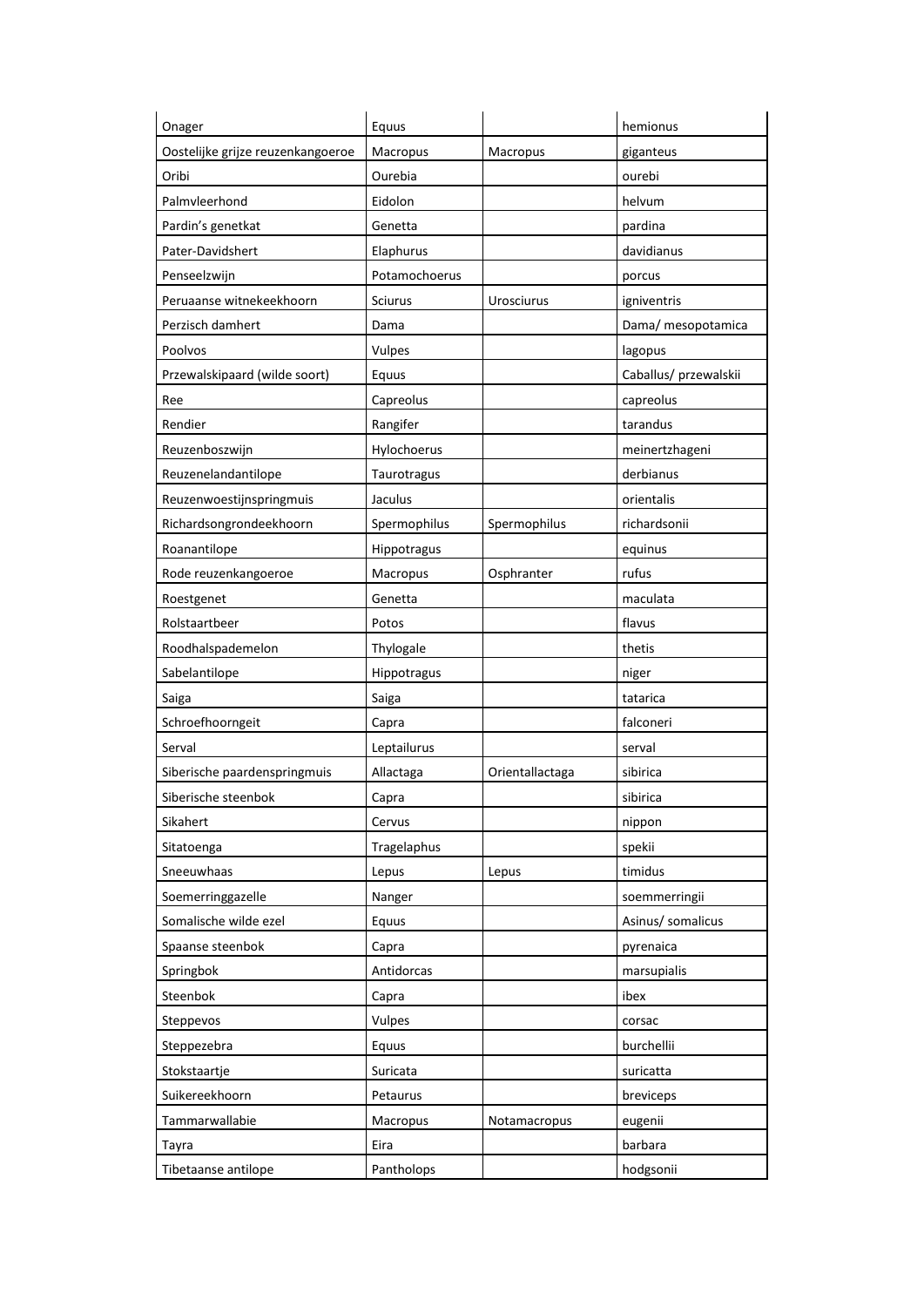| Onager | Equus | | hemionus |
|---|---|---|---|
| Oostelijke grijze reuzenkangoeroe | Macropus | Macropus | giganteus |
| Oribi | Ourebia | | ourebi |
| Palmvleerhond | Eidolon | | helvum |
| Pardin’s genetkat | Genetta | | pardina |
| Pater-Davidshert | Elaphurus | | davidianus |
| Penseelzwijn | Potamochoerus | | porcus |
| Peruaanse witnekeekhoorn | Sciurus | Urosciurus | igniventris |
| Perzisch damhert | Dama | | Dama/ mesopotamica |
| Poolvos | Vulpes | | lagopus |
| Przewalskipaard (wilde soort) | Equus | | Caballus/ przewalskii |
| Ree | Capreolus | | capreolus |
| Rendier | Rangifer | | tarandus |
| Reuzenboszwijn | Hylochoerus | | meinertzhageni |
| Reuzenelandantilope | Taurotragus | | derbianus |
| Reuzenwoestijnspringmuis | Jaculus | | orientalis |
| Richardsongrondeekhoorn | Spermophilus | Spermophilus | richardsonii |
| Roanantilope | Hippotragus | | equinus |
| Rode reuzenkangoeroe | Macropus | Osphranter | rufus |
| Roestgenet | Genetta | | maculata |
| Rolstaartbeer | Potos | | flavus |
| Roodhalspademelon | Thylogale | | thetis |
| Sabelantilope | Hippotragus | | niger |
| Saiga | Saiga | | tatarica |
| Schroefhoorngeit | Capra | | falconeri |
| Serval | Leptailurus | | serval |
| Siberische paardenspringmuis | Allactaga | Orientallactaga | sibirica |
| Siberische steenbok | Capra | | sibirica |
| Sikahert | Cervus | | nippon |
| Sitatoenga | Tragelaphus | | spekii |
| Sneeuwhaas | Lepus | Lepus | timidus |
| Soemerringgazelle | Nanger | | soemmerringii |
| Somalische wilde ezel | Equus | | Asinus/ somalicus |
| Spaanse steenbok | Capra | | pyrenaica |
| Springbok | Antidorcas | | marsupialis |
| Steenbok | Capra | | ibex |
| Steppevos | Vulpes | | corsac |
| Steppezebra | Equus | | burchellii |
| Stokstaartje | Suricata | | suricatta |
| Suikereekhoorn | Petaurus | | breviceps |
| Tammarwallabie | Macropus | Notamacropus | eugenii |
| Tayra | Eira | | barbara |
| Tibetaanse antilope | Pantholops | | hodgsonii |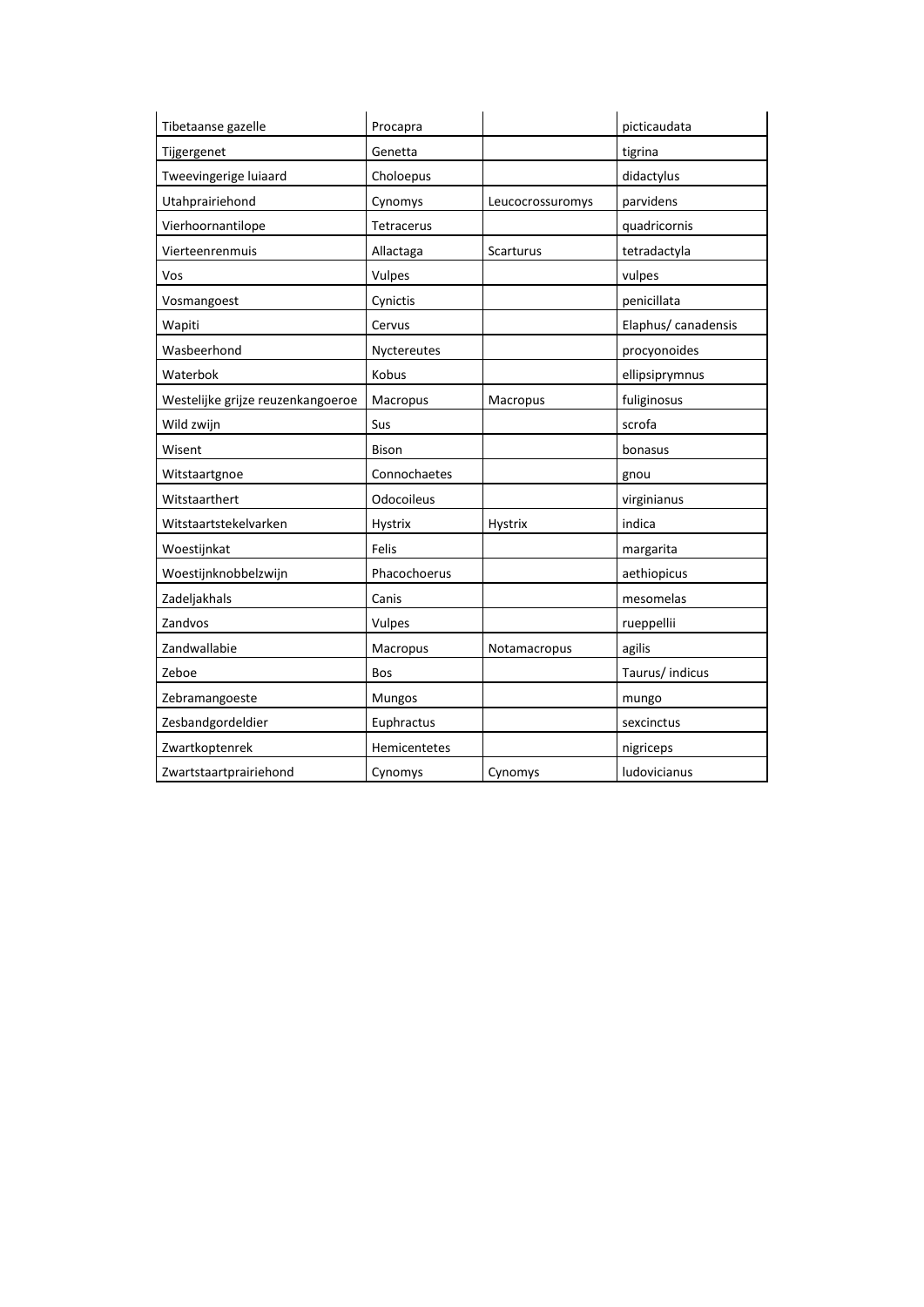| | | | |
|---|---|---|---|
| Tibetaanse gazelle | Procapra | | picticaudata |
| Tijgergenet | Genetta | | tigrina |
| Tweevingerige luiaard | Choloepus | | didactylus |
| Utahprairiehond | Cynomys | Leucocrossuromys | parvidens |
| Vierhoornantilope | Tetracerus | | quadricornis |
| Vierteenrenmuis | Allactaga | Scarturus | tetradactyla |
| Vos | Vulpes | | vulpes |
| Vosmangoest | Cynictis | | penicillata |
| Wapiti | Cervus | | Elaphus/ canadensis |
| Wasbeerhond | Nyctereutes | | procyonoides |
| Waterbok | Kobus | | ellipsiprymnus |
| Westelijke grijze reuzenkangoeroe | Macropus | Macropus | fuliginosus |
| Wild zwijn | Sus | | scrofa |
| Wisent | Bison | | bonasus |
| Witstaartgnoe | Connochaetes | | gnou |
| Witstaarthert | Odocoileus | | virginianus |
| Witstaartstekelvarken | Hystrix | Hystrix | indica |
| Woestijnkat | Felis | | margarita |
| Woestijnknobbelzwijn | Phacochoerus | | aethiopicus |
| Zadeljakhals | Canis | | mesomelas |
| Zandvos | Vulpes | | rueppellii |
| Zandwallabie | Macropus | Notamacropus | agilis |
| Zeboe | Bos | | Taurus/ indicus |
| Zebramangoeste | Mungos | | mungo |
| Zesbandgordeldier | Euphractus | | sexcinctus |
| Zwartkoptenrek | Hemicentetes | | nigriceps |
| Zwartstaartprairiehond | Cynomys | Cynomys | ludovicianus |